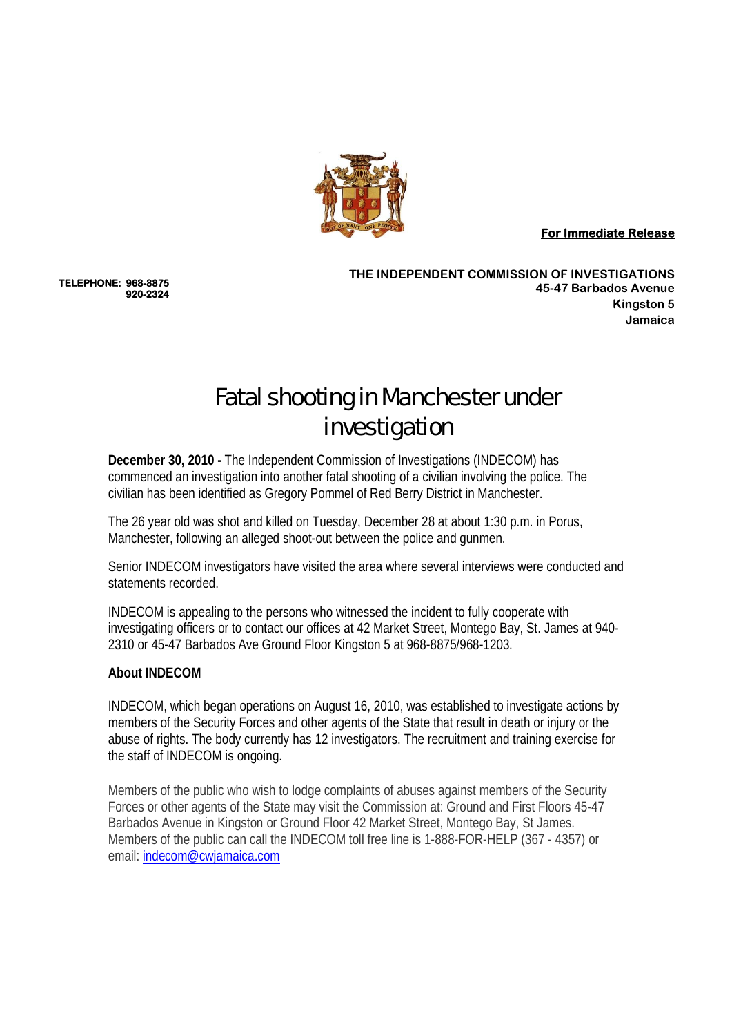**For Immediate Release**

**TELEPHONE: 968-8875**
**920-2324**

**THE INDEPENDENT COMMISSION OF INVESTIGATIONS**
**45-47 Barbados Avenue**
**Kingston 5**
**Jamaica**

# Fatal shooting in Manchester under investigation

**December 30, 2010 -** The Independent Commission of Investigations (INDECOM) has commenced an investigation into another fatal shooting of a civilian involving the police. The civilian has been identified as Gregory Pommel of Red Berry District in Manchester.

The 26 year old was shot and killed on Tuesday, December 28 at about 1:30 p.m. in Porus, Manchester, following an alleged shoot-out between the police and gunmen.

Senior INDECOM investigators have visited the area where several interviews were conducted and statements recorded.

INDECOM is appealing to the persons who witnessed the incident to fully cooperate with investigating officers or to contact our offices at 42 Market Street, Montego Bay, St. James at 940-2310 or 45-47 Barbados Ave Ground Floor Kingston 5 at 968-8875/968-1203.

**About INDECOM**

INDECOM, which began operations on August 16, 2010, was established to investigate actions by members of the Security Forces and other agents of the State that result in death or injury or the abuse of rights. The body currently has 12 investigators. The recruitment and training exercise for the staff of INDECOM is ongoing.

Members of the public who wish to lodge complaints of abuses against members of the Security Forces or other agents of the State may visit the Commission at: Ground and First Floors 45-47 Barbados Avenue in Kingston or Ground Floor 42 Market Street, Montego Bay, St James. Members of the public can call the INDECOM toll free line is 1-888-FOR-HELP (367 - 4357) or email: indecom@cwjamaica.com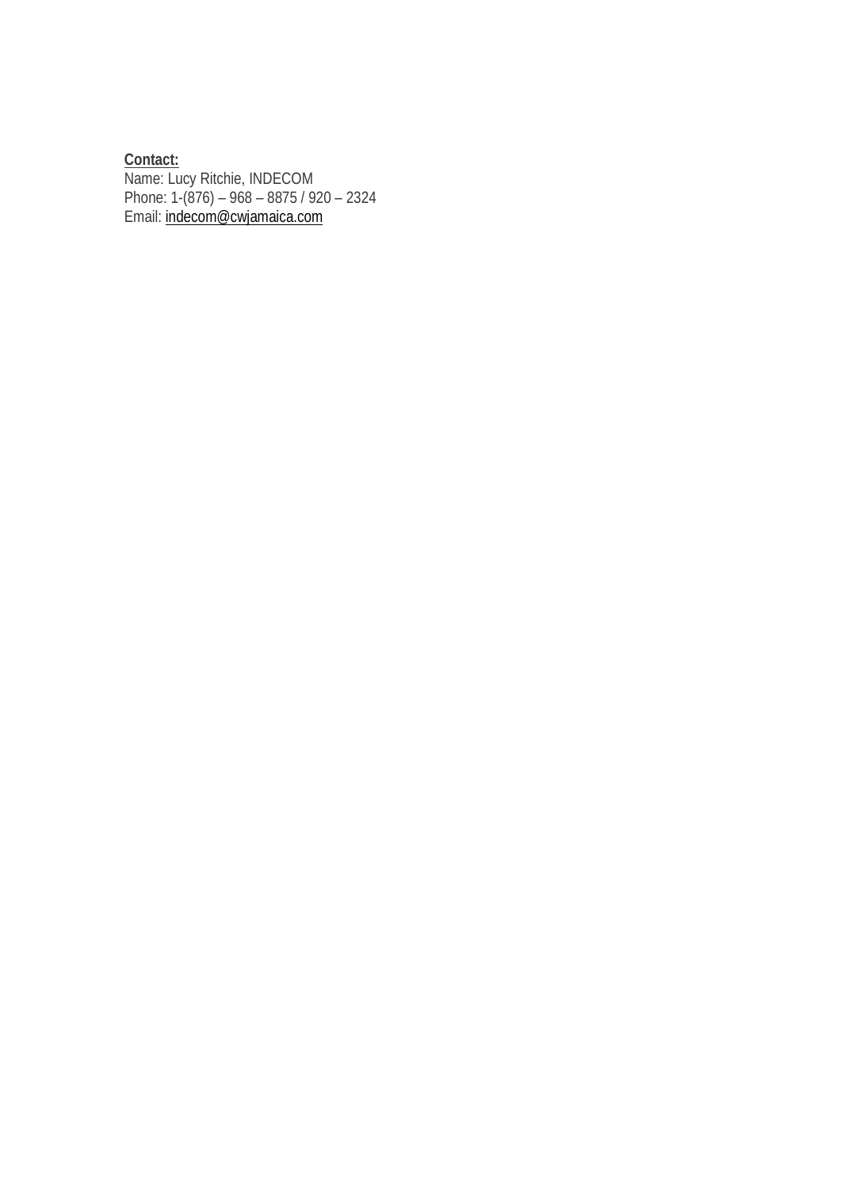**Contact:**

Name: Lucy Ritchie, INDECOM
Phone: 1-(876) – 968 – 8875 / 920 – 2324
Email: indecom@cwjamaica.com